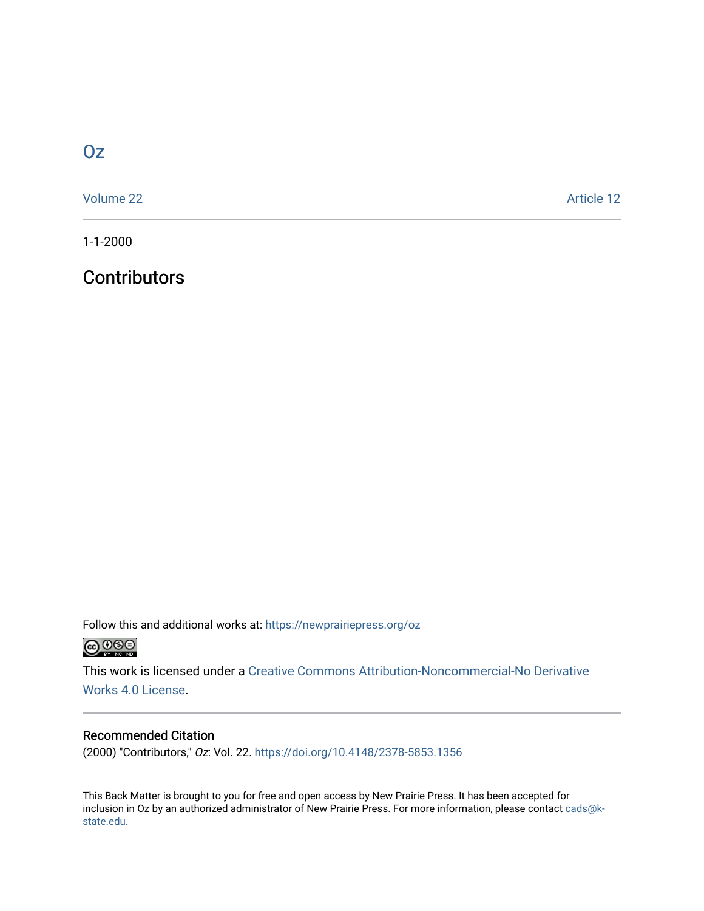# Oz

Volume 22 | Article 12

1-1-2000

## Contributors

Follow this and additional works at: https://newprairiepress.org/oz

This work is licensed under a Creative Commons Attribution-Noncommercial-No Derivative Works 4.0 License.

### Recommended Citation

(2000) "Contributors," *Oz*: Vol. 22. https://doi.org/10.4148/2378-5853.1356

This Back Matter is brought to you for free and open access by New Prairie Press. It has been accepted for inclusion in Oz by an authorized administrator of New Prairie Press. For more information, please contact cads@k-state.edu.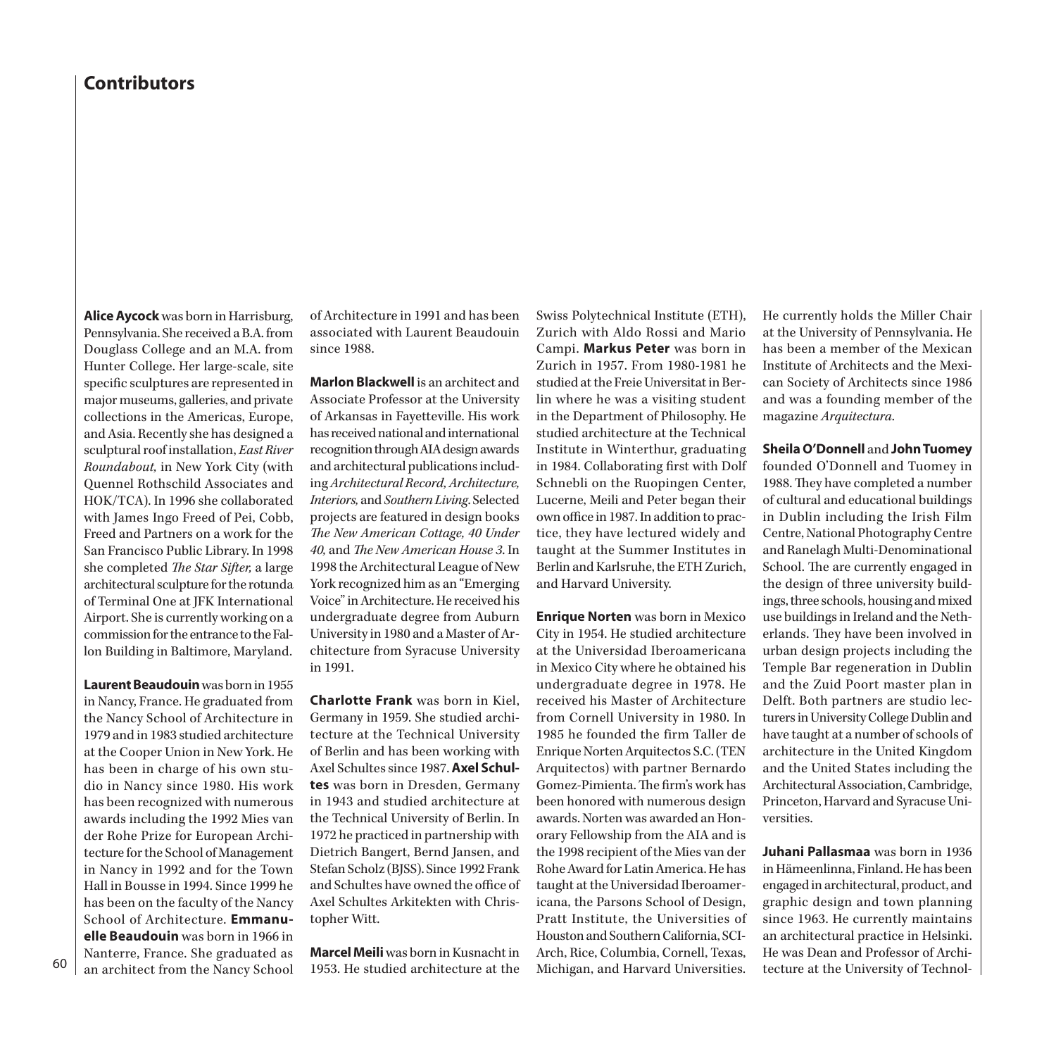# Contributors

**Alice Aycock** was born in Harrisburg, Pennsylvania. She received a B.A. from Douglass College and an M.A. from Hunter College. Her large-scale, site specific sculptures are represented in major museums, galleries, and private collections in the Americas, Europe, and Asia. Recently she has designed a sculptural roof installation, *East River Roundabout,* in New York City (with Quennel Rothschild Associates and HOK/TCA). In 1996 she collaborated with James Ingo Freed of Pei, Cobb, Freed and Partners on a work for the San Francisco Public Library. In 1998 she completed *The Star Sifter,* a large architectural sculpture for the rotunda of Terminal One at JFK International Airport. She is currently working on a commission for the entrance to the Fallon Building in Baltimore, Maryland.

**Laurent Beaudouin** was born in 1955 in Nancy, France. He graduated from the Nancy School of Architecture in 1979 and in 1983 studied architecture at the Cooper Union in New York. He has been in charge of his own studio in Nancy since 1980. His work has been recognized with numerous awards including the 1992 Mies van der Rohe Prize for European Architecture for the School of Management in Nancy in 1992 and for the Town Hall in Bousse in 1994. Since 1999 he has been on the faculty of the Nancy School of Architecture. **Emmanuelle Beaudouin** was born in 1966 in Nanterre, France. She graduated as an architect from the Nancy School of Architecture in 1991 and has been associated with Laurent Beaudouin since 1988.

**Marlon Blackwell** is an architect and Associate Professor at the University of Arkansas in Fayetteville. His work has received national and international recognition through AIA design awards and architectural publications including *Architectural Record, Architecture, Interiors,* and *Southern Living*. Selected projects are featured in design books *The New American Cottage, 40 Under 40,* and *The New American House 3.* In 1998 the Architectural League of New York recognized him as an "Emerging Voice" in Architecture. He received his undergraduate degree from Auburn University in 1980 and a Master of Architecture from Syracuse University in 1991.

**Charlotte Frank** was born in Kiel, Germany in 1959. She studied architecture at the Technical University of Berlin and has been working with Axel Schultes since 1987. **Axel Schultes** was born in Dresden, Germany in 1943 and studied architecture at the Technical University of Berlin. In 1972 he practiced in partnership with Dietrich Bangert, Bernd Jansen, and Stefan Scholz (BJSS). Since 1992 Frank and Schultes have owned the office of Axel Schultes Arkitekten with Christopher Witt.

**Marcel Meili** was born in Kusnacht in 1953. He studied architecture at the Swiss Polytechnical Institute (ETH), Zurich with Aldo Rossi and Mario Campi. **Markus Peter** was born in Zurich in 1957. From 1980-1981 he studied at the Freie Universitat in Berlin where he was a visiting student in the Department of Philosophy. He studied architecture at the Technical Institute in Winterthur, graduating in 1984. Collaborating first with Dolf Schnebli on the Ruopingen Center, Lucerne, Meili and Peter began their own office in 1987. In addition to practice, they have lectured widely and taught at the Summer Institutes in Berlin and Karlsruhe, the ETH Zurich, and Harvard University.

**Enrique Norten** was born in Mexico City in 1954. He studied architecture at the Universidad Iberoamericana in Mexico City where he obtained his undergraduate degree in 1978. He received his Master of Architecture from Cornell University in 1980. In 1985 he founded the firm Taller de Enrique Norten Arquitectos S.C. (TEN Arquitectos) with partner Bernardo Gomez-Pimienta. The firm's work has been honored with numerous design awards. Norten was awarded an Honorary Fellowship from the AIA and is the 1998 recipient of the Mies van der Rohe Award for Latin America. He has taught at the Universidad Iberoamericana, the Parsons School of Design, Pratt Institute, the Universities of Houston and Southern California, SCI-Arch, Rice, Columbia, Cornell, Texas, Michigan, and Harvard Universities. He currently holds the Miller Chair at the University of Pennsylvania. He has been a member of the Mexican Institute of Architects and the Mexican Society of Architects since 1986 and was a founding member of the magazine *Arquitectura*.

**Sheila O'Donnell** and **John Tuomey** founded O'Donnell and Tuomey in 1988. They have completed a number of cultural and educational buildings in Dublin including the Irish Film Centre, National Photography Centre and Ranelagh Multi-Denominational School. The are currently engaged in the design of three university buildings, three schools, housing and mixed use buildings in Ireland and the Netherlands. They have been involved in urban design projects including the Temple Bar regeneration in Dublin and the Zuid Poort master plan in Delft. Both partners are studio lecturers in University College Dublin and have taught at a number of schools of architecture in the United Kingdom and the United States including the Architectural Association, Cambridge, Princeton, Harvard and Syracuse Universities.

**Juhani Pallasmaa** was born in 1936 in Hämeenlinna, Finland. He has been engaged in architectural, product, and graphic design and town planning since 1963. He currently maintains an architectural practice in Helsinki. He was Dean and Professor of Architecture at the University of Technol-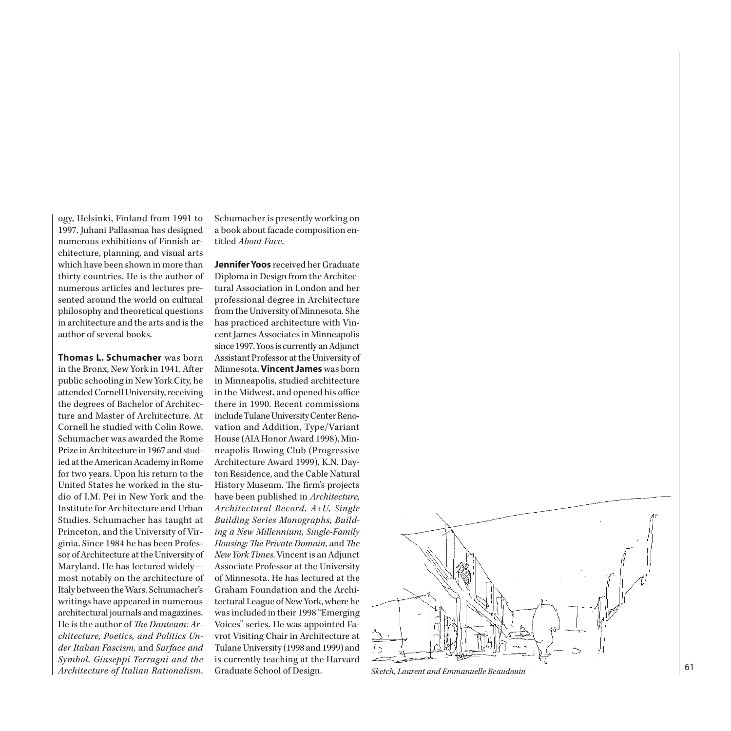ogy, Helsinki, Finland from 1991 to 1997. Juhani Pallasmaa has designed numerous exhibitions of Finnish architecture, planning, and visual arts which have been shown in more than thirty countries. He is the author of numerous articles and lectures presented around the world on cultural philosophy and theoretical questions in architecture and the arts and is the author of several books.

**Thomas L. Schumacher** was born in the Bronx, New York in 1941. After public schooling in New York City, he attended Cornell University, receiving the degrees of Bachelor of Architecture and Master of Architecture. At Cornell he studied with Colin Rowe. Schumacher was awarded the Rome Prize in Architecture in 1967 and studied at the American Academy in Rome for two years. Upon his return to the United States he worked in the studio of I.M. Pei in New York and the Institute for Architecture and Urban Studies. Schumacher has taught at Princeton, and the University of Virginia. Since 1984 he has been Professor of Architecture at the University of Maryland. He has lectured widely—most notably on the architecture of Italy between the Wars. Schumacher's writings have appeared in numerous architectural journals and magazines. He is the author of *The Danteum: Architecture, Poetics, and Politics Under Italian Fascism,* and *Surface and Symbol, Giuseppi Terragni and the Architecture of Italian Rationalism*. Schumacher is presently working on a book about facade composition entitled *About Face*.

**Jennifer Yoos** received her Graduate Diploma in Design from the Architectural Association in London and her professional degree in Architecture from the University of Minnesota. She has practiced architecture with Vincent James Associates in Minneapolis since 1997. Yoos is currently an Adjunct Assistant Professor at the University of Minnesota. **Vincent James** was born in Minneapolis, studied architecture in the Midwest, and opened his office there in 1990. Recent commissions include Tulane University Center Renovation and Addition, Type/Variant House (AIA Honor Award 1998), Minneapolis Rowing Club (Progressive Architecture Award 1999), K.N. Dayton Residence, and the Cable Natural History Museum. The firm's projects have been published in *Architecture, Architectural Record, A+U, Single Building Series Monographs, Building a New Millennium, Single-Family Housing: The Private Domain,* and *The New York Times*. Vincent is an Adjunct Associate Professor at the University of Minnesota. He has lectured at the Graham Foundation and the Architectural League of New York, where he was included in their 1998 "Emerging Voices" series. He was appointed Favrot Visiting Chair in Architecture at Tulane University (1998 and 1999) and is currently teaching at the Harvard Graduate School of Design.

*Sketch, Laurent and Emmanuelle Beaudouin*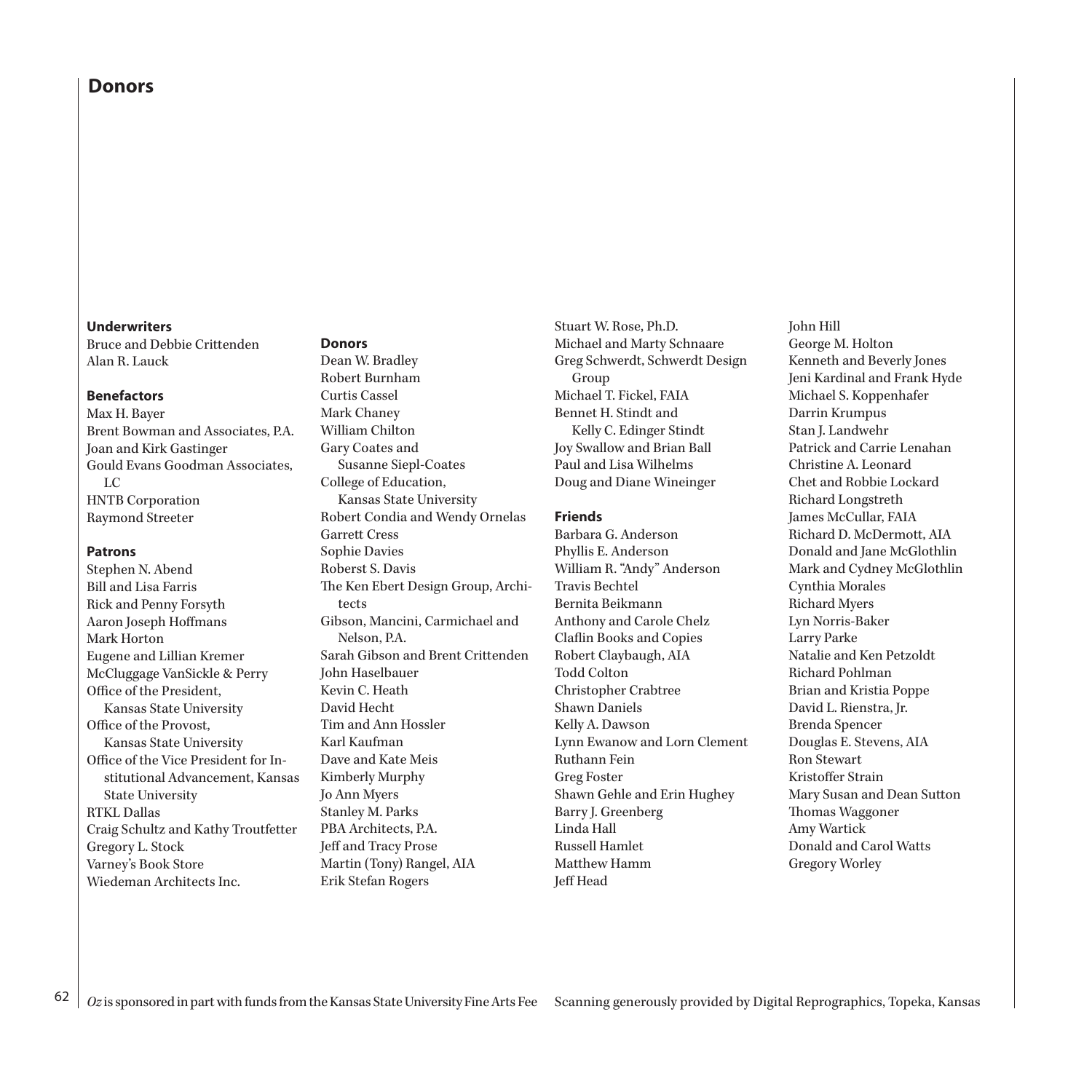# Donors

### Underwriters

Bruce and Debbie Crittenden
Alan R. Lauck

### Benefactors

Max H. Bayer
Brent Bowman and Associates, P.A.
Joan and Kirk Gastinger
Gould Evans Goodman Associates, LC
HNTB Corporation
Raymond Streeter

### Patrons

Stephen N. Abend
Bill and Lisa Farris
Rick and Penny Forsyth
Aaron Joseph Hoffmans
Mark Horton
Eugene and Lillian Kremer
McCluggage VanSickle & Perry
Office of the President, Kansas State University
Office of the Provost, Kansas State University
Office of the Vice President for Institutional Advancement, Kansas State University
RTKL Dallas
Craig Schultz and Kathy Troutfetter
Gregory L. Stock
Varney's Book Store
Wiedeman Architects Inc.

### Donors

Dean W. Bradley
Robert Burnham
Curtis Cassel
Mark Chaney
William Chilton
Gary Coates and Susanne Siepl-Coates
College of Education, Kansas State University
Robert Condia and Wendy Ornelas
Garrett Cress
Sophie Davies
Roberst S. Davis
The Ken Ebert Design Group, Architects
Gibson, Mancini, Carmichael and Nelson, P.A.
Sarah Gibson and Brent Crittenden
John Haselbauer
Kevin C. Heath
David Hecht
Tim and Ann Hossler
Karl Kaufman
Dave and Kate Meis
Kimberly Murphy
Jo Ann Myers
Stanley M. Parks
PBA Architects, P.A.
Jeff and Tracy Prose
Martin (Tony) Rangel, AIA
Erik Stefan Rogers
Stuart W. Rose, Ph.D.
Michael and Marty Schnaare
Greg Schwerdt, Schwerdt Design Group
Michael T. Fickel, FAIA
Bennet H. Stindt and Kelly C. Edinger Stindt
Joy Swallow and Brian Ball
Paul and Lisa Wilhelms
Doug and Diane Wineinger

### Friends

Barbara G. Anderson
Phyllis E. Anderson
William R. "Andy" Anderson
Travis Bechtel
Bernita Beikmann
Anthony and Carole Chelz
Claflin Books and Copies
Robert Claybaugh, AIA
Todd Colton
Christopher Crabtree
Shawn Daniels
Kelly A. Dawson
Lynn Ewanow and Lorn Clement
Ruthann Fein
Greg Foster
Shawn Gehle and Erin Hughey
Barry J. Greenberg
Linda Hall
Russell Hamlet
Matthew Hamm
Jeff Head
John Hill
George M. Holton
Kenneth and Beverly Jones
Jeni Kardinal and Frank Hyde
Michael S. Koppenhafer
Darrin Krumpus
Stan J. Landwehr
Patrick and Carrie Lenahan
Christine A. Leonard
Chet and Robbie Lockard
Richard Longstreth
James McCullar, FAIA
Richard D. McDermott, AIA
Donald and Jane McGlothlin
Mark and Cydney McGlothlin
Cynthia Morales
Richard Myers
Lyn Norris-Baker
Larry Parke
Natalie and Ken Petzoldt
Richard Pohlman
Brian and Kristia Poppe
David L. Rienstra, Jr.
Brenda Spencer
Douglas E. Stevens, AIA
Ron Stewart
Kristoffer Strain
Mary Susan and Dean Sutton
Thomas Waggoner
Amy Wartick
Donald and Carol Watts
Gregory Worley

*Oz* is sponsored in part with funds from the Kansas State University Fine Arts Fee

Scanning generously provided by Digital Reprographics, Topeka, Kansas